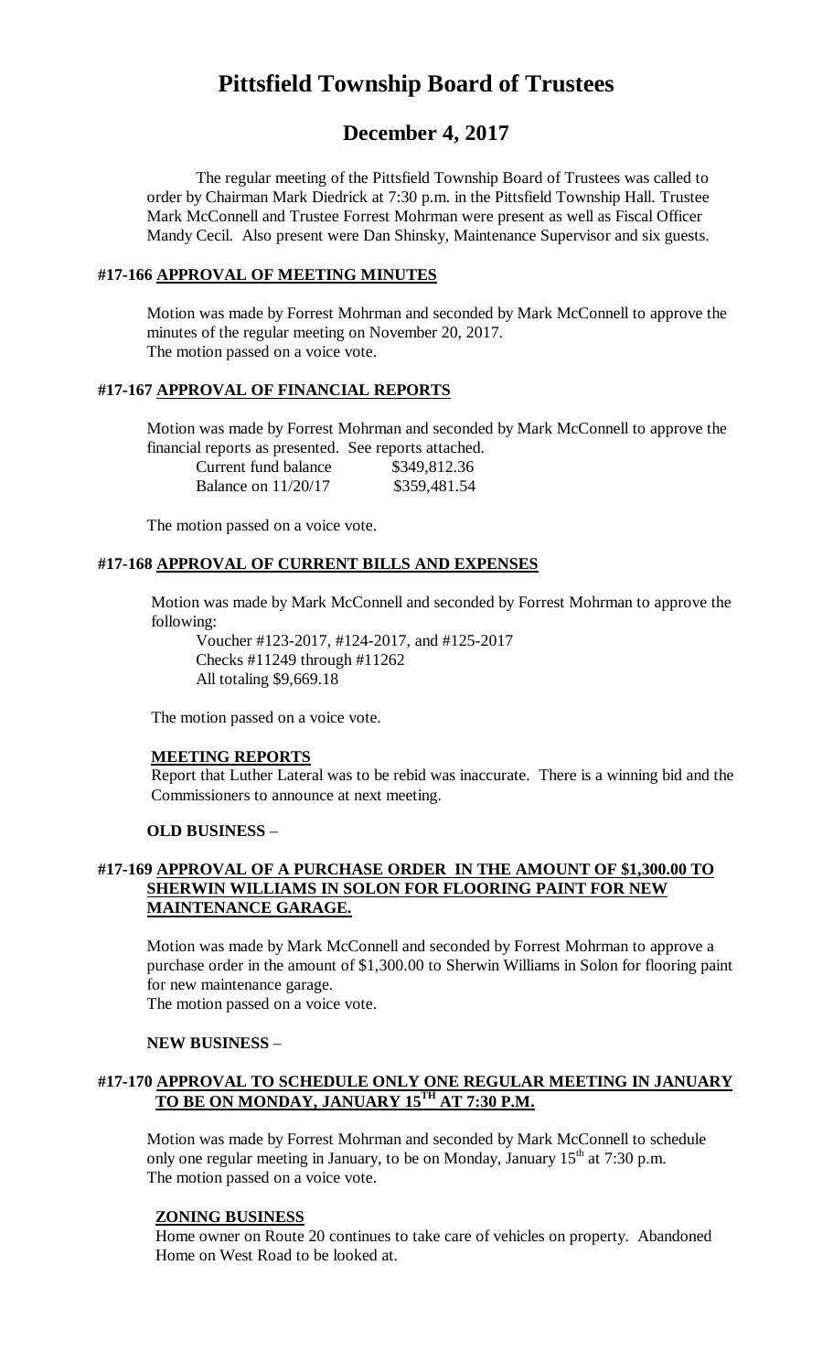# Pittsfield Township Board of Trustees

## December 4, 2017

The regular meeting of the Pittsfield Township Board of Trustees was called to order by Chairman Mark Diedrick at 7:30 p.m. in the Pittsfield Township Hall. Trustee Mark McConnell and Trustee Forrest Mohrman were present as well as Fiscal Officer Mandy Cecil. Also present were Dan Shinsky, Maintenance Supervisor and six guests.

### #17-166 APPROVAL OF MEETING MINUTES

Motion was made by Forrest Mohrman and seconded by Mark McConnell to approve the minutes of the regular meeting on November 20, 2017.
The motion passed on a voice vote.

### #17-167 APPROVAL OF FINANCIAL REPORTS

Motion was made by Forrest Mohrman and seconded by Mark McConnell to approve the financial reports as presented. See reports attached.

| | |
|---|---|
| Current fund balance | $349,812.36 |
| Balance on 11/20/17 | $359,481.54 |

The motion passed on a voice vote.

### #17-168 APPROVAL OF CURRENT BILLS AND EXPENSES

Motion was made by Mark McConnell and seconded by Forrest Mohrman to approve the following:

Voucher #123-2017, #124-2017, and #125-2017
Checks #11249 through #11262
All totaling $9,669.18

The motion passed on a voice vote.

**MEETING REPORTS**

Report that Luther Lateral was to be rebid was inaccurate. There is a winning bid and the Commissioners to announce at next meeting.

**OLD BUSINESS** –

### #17-169 APPROVAL OF A PURCHASE ORDER IN THE AMOUNT OF $1,300.00 TO SHERWIN WILLIAMS IN SOLON FOR FLOORING PAINT FOR NEW MAINTENANCE GARAGE.

Motion was made by Mark McConnell and seconded by Forrest Mohrman to approve a purchase order in the amount of $1,300.00 to Sherwin Williams in Solon for flooring paint for new maintenance garage.
The motion passed on a voice vote.

**NEW BUSINESS** –

### #17-170 APPROVAL TO SCHEDULE ONLY ONE REGULAR MEETING IN JANUARY TO BE ON MONDAY, JANUARY 15TH AT 7:30 P.M.

Motion was made by Forrest Mohrman and seconded by Mark McConnell to schedule only one regular meeting in January, to be on Monday, January 15th at 7:30 p.m.
The motion passed on a voice vote.

**ZONING BUSINESS**

Home owner on Route 20 continues to take care of vehicles on property. Abandoned Home on West Road to be looked at.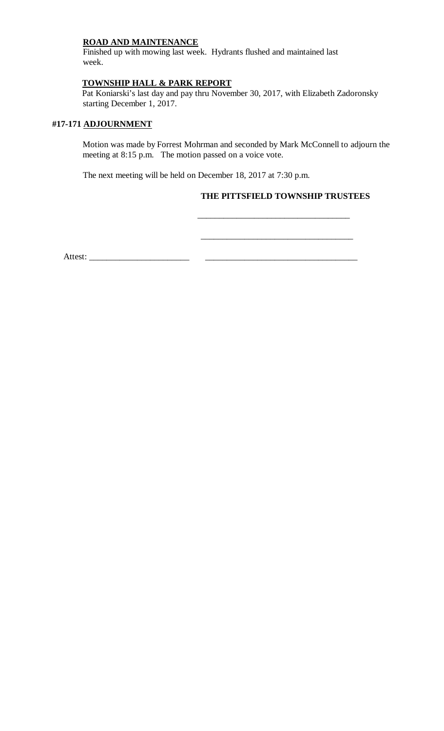**ROAD AND MAINTENANCE**

Finished up with mowing last week. Hydrants flushed and maintained last week.

**TOWNSHIP HALL & PARK REPORT**

Pat Koniarski's last day and pay thru November 30, 2017, with Elizabeth Zadoronsky starting December 1, 2017.

**#17-171 ADJOURNMENT**

Motion was made by Forrest Mohrman and seconded by Mark McConnell to adjourn the meeting at 8:15 p.m. The motion passed on a voice vote.

The next meeting will be held on December 18, 2017 at 7:30 p.m.

**THE PITTSFIELD TOWNSHIP TRUSTEES**

\_\_\_\_\_\_\_\_\_\_\_\_\_\_\_\_\_\_\_\_\_\_\_\_\_\_\_\_\_\_\_\_\_\_\_

\_\_\_\_\_\_\_\_\_\_\_\_\_\_\_\_\_\_\_\_\_\_\_\_\_\_\_\_\_\_\_\_\_\_\_

Attest: \_\_\_\_\_\_\_\_\_\_\_\_\_\_\_\_\_\_\_\_\_\_\_ \_\_\_\_\_\_\_\_\_\_\_\_\_\_\_\_\_\_\_\_\_\_\_\_\_\_\_\_\_\_\_\_\_\_\_